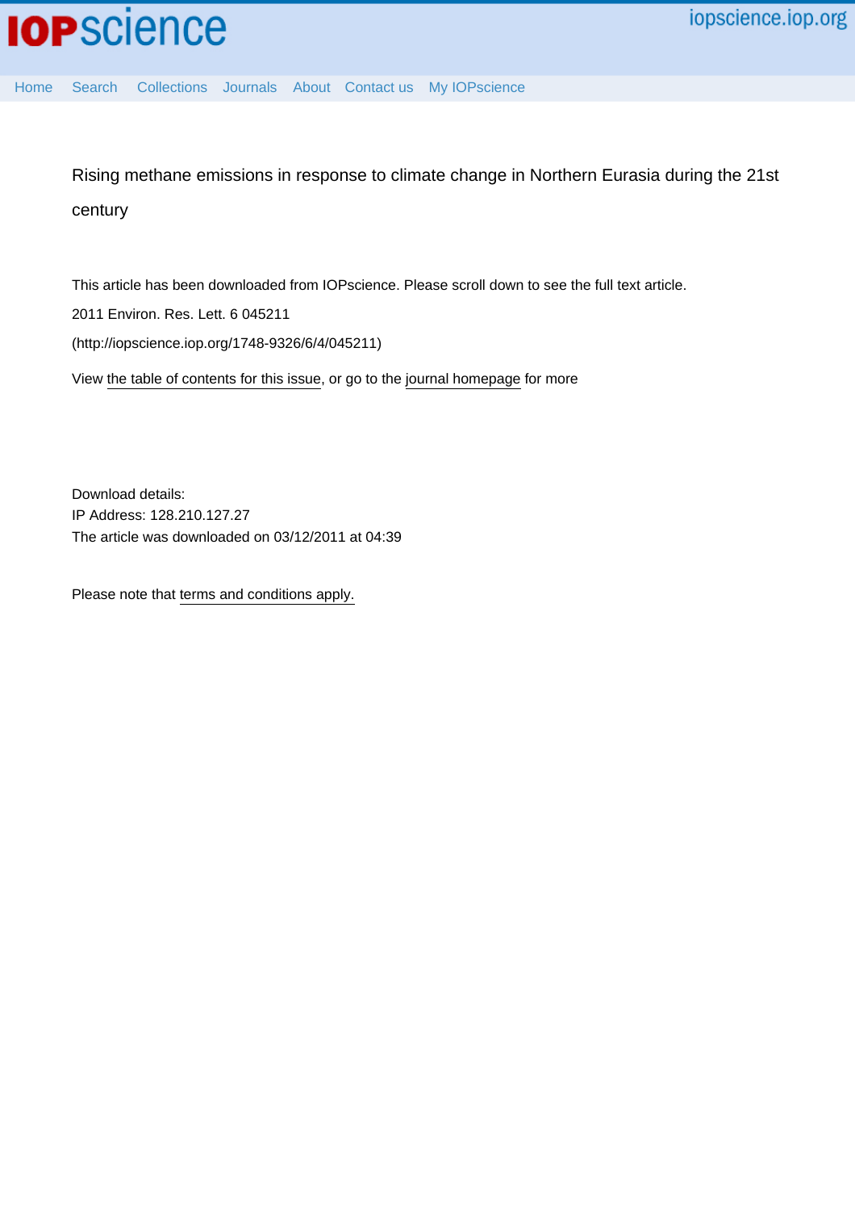# Rising methane emissions in response to climate change in Northern Eurasia during the 21st century

This article has been downloaded from IOPscience. Please scroll down to see the full text article.

2011 Environ. Res. Lett. 6 045211

(http://iopscience.iop.org/1748-9326/6/4/045211)

View the table of contents for this issue, or go to the journal homepage for more

Download details:
IP Address: 128.210.127.27
The article was downloaded on 03/12/2011 at 04:39

Please note that terms and conditions apply.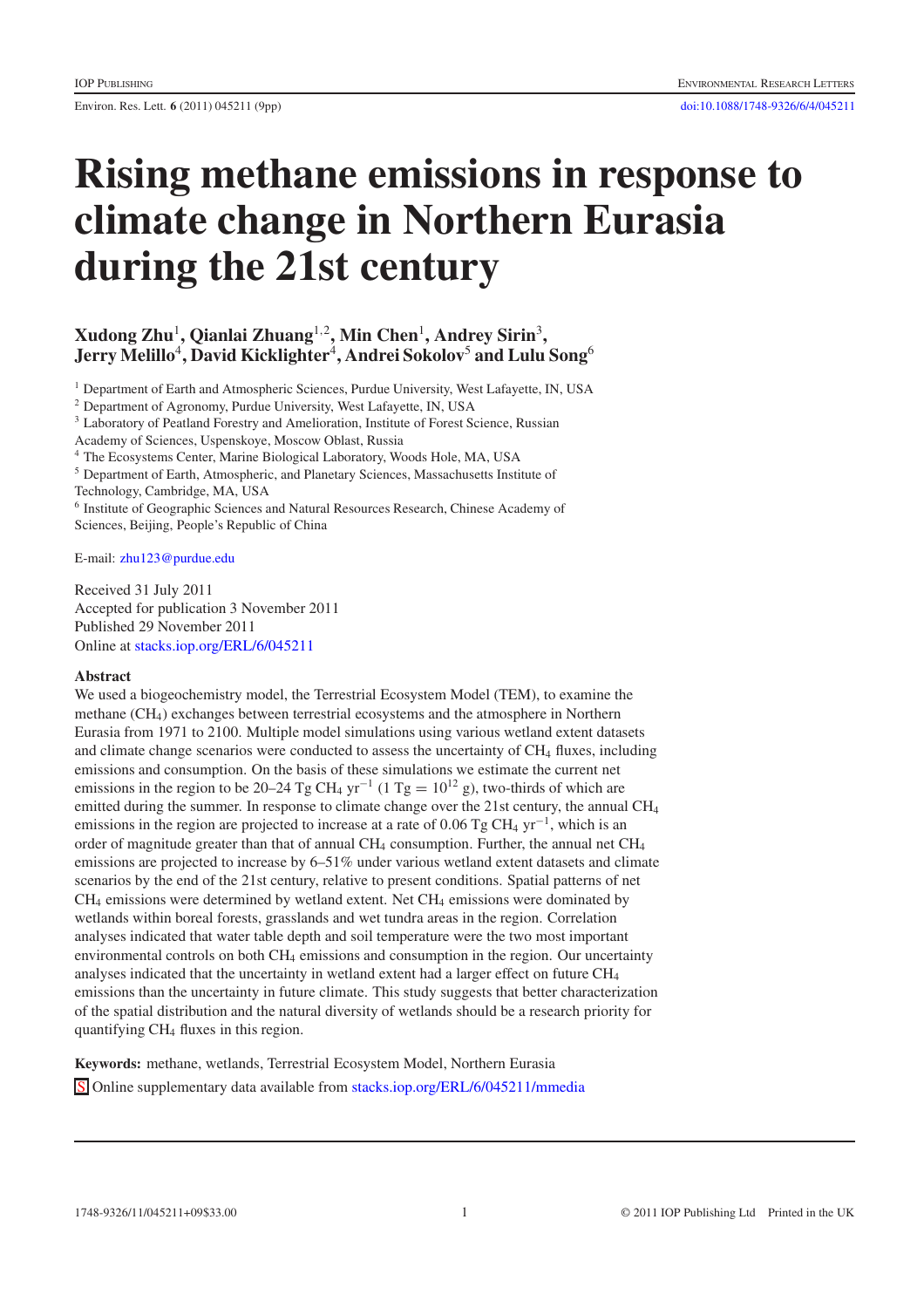# Rising methane emissions in response to climate change in Northern Eurasia during the 21st century

**Xudong Zhu**[1], **Qianlai Zhuang**[1,2], **Min Chen**[1], **Andrey Sirin**[3], **Jerry Melillo**[4], **David Kicklighter**[4], **Andrei Sokolov**[5] **and Lulu Song**[6]

[1] Department of Earth and Atmospheric Sciences, Purdue University, West Lafayette, IN, USA

[2] Department of Agronomy, Purdue University, West Lafayette, IN, USA

[3] Laboratory of Peatland Forestry and Amelioration, Institute of Forest Science, Russian Academy of Sciences, Uspenskoye, Moscow Oblast, Russia

[4] The Ecosystems Center, Marine Biological Laboratory, Woods Hole, MA, USA

[5] Department of Earth, Atmospheric, and Planetary Sciences, Massachusetts Institute of Technology, Cambridge, MA, USA

[6] Institute of Geographic Sciences and Natural Resources Research, Chinese Academy of Sciences, Beijing, People's Republic of China

E-mail: zhu123@purdue.edu

Received 31 July 2011
Accepted for publication 3 November 2011
Published 29 November 2011
Online at stacks.iop.org/ERL/6/045211

**Abstract**

We used a biogeochemistry model, the Terrestrial Ecosystem Model (TEM), to examine the methane ($CH_4$) exchanges between terrestrial ecosystems and the atmosphere in Northern Eurasia from 1971 to 2100. Multiple model simulations using various wetland extent datasets and climate change scenarios were conducted to assess the uncertainty of $CH_4$ fluxes, including emissions and consumption. On the basis of these simulations we estimate the current net emissions in the region to be 20–24 Tg $CH_4$ $yr^{-1}$ (1 Tg $= 10^{12}$ g), two-thirds of which are emitted during the summer. In response to climate change over the 21st century, the annual $CH_4$ emissions in the region are projected to increase at a rate of 0.06 Tg $CH_4$ $yr^{-1}$, which is an order of magnitude greater than that of annual $CH_4$ consumption. Further, the annual net $CH_4$ emissions are projected to increase by 6–51% under various wetland extent datasets and climate scenarios by the end of the 21st century, relative to present conditions. Spatial patterns of net $CH_4$ emissions were determined by wetland extent. Net $CH_4$ emissions were dominated by wetlands within boreal forests, grasslands and wet tundra areas in the region. Correlation analyses indicated that water table depth and soil temperature were the two most important environmental controls on both $CH_4$ emissions and consumption in the region. Our uncertainty analyses indicated that the uncertainty in wetland extent had a larger effect on future $CH_4$ emissions than the uncertainty in future climate. This study suggests that better characterization of the spatial distribution and the natural diversity of wetlands should be a research priority for quantifying $CH_4$ fluxes in this region.

**Keywords:** methane, wetlands, Terrestrial Ecosystem Model, Northern Eurasia

S Online supplementary data available from stacks.iop.org/ERL/6/045211/mmedia

1748-9326/11/045211+09$33.00 © 2011 IOP Publishing Ltd Printed in the UK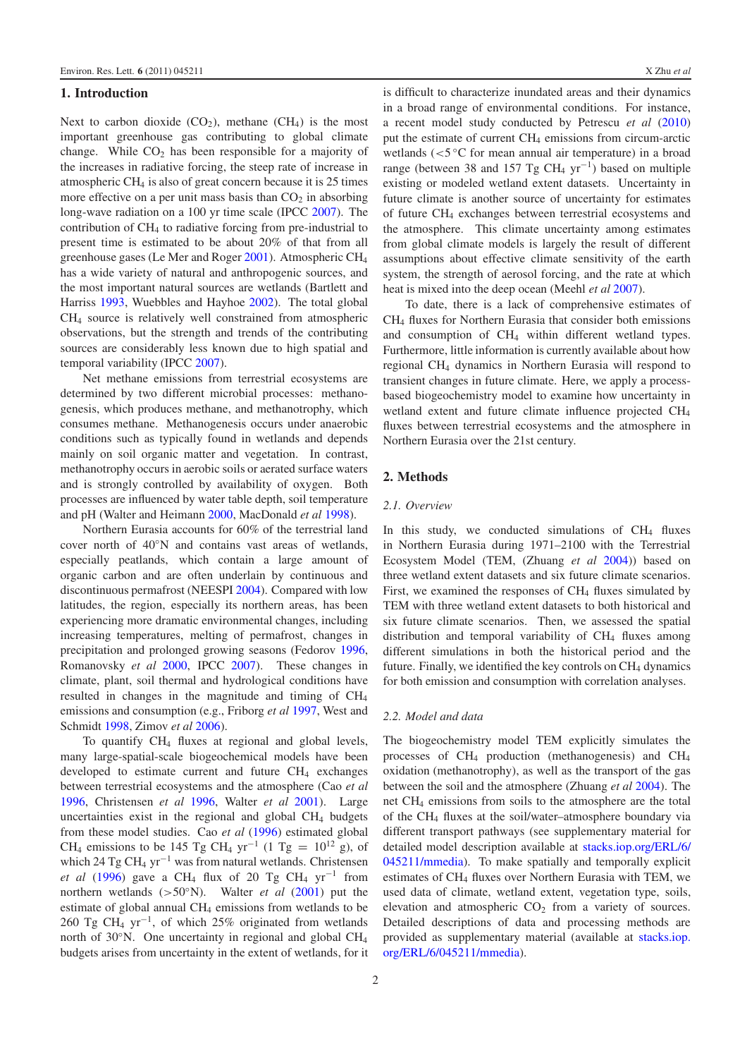## 1. Introduction

Next to carbon dioxide ($CO_2$), methane ($CH_4$) is the most important greenhouse gas contributing to global climate change. While $CO_2$ has been responsible for a majority of the increases in radiative forcing, the steep rate of increase in atmospheric $CH_4$ is also of great concern because it is 25 times more effective on a per unit mass basis than $CO_2$ in absorbing long-wave radiation on a 100 yr time scale (IPCC 2007). The contribution of $CH_4$ to radiative forcing from pre-industrial to present time is estimated to be about 20% of that from all greenhouse gases (Le Mer and Roger 2001). Atmospheric $CH_4$ has a wide variety of natural and anthropogenic sources, and the most important natural sources are wetlands (Bartlett and Harriss 1993, Wuebbles and Hayhoe 2002). The total global $CH_4$ source is relatively well constrained from atmospheric observations, but the strength and trends of the contributing sources are considerably less known due to high spatial and temporal variability (IPCC 2007).

Net methane emissions from terrestrial ecosystems are determined by two different microbial processes: methanogenesis, which produces methane, and methanotrophy, which consumes methane. Methanogenesis occurs under anaerobic conditions such as typically found in wetlands and depends mainly on soil organic matter and vegetation. In contrast, methanotrophy occurs in aerobic soils or aerated surface waters and is strongly controlled by availability of oxygen. Both processes are influenced by water table depth, soil temperature and pH (Walter and Heimann 2000, MacDonald *et al* 1998).

Northern Eurasia accounts for 60% of the terrestrial land cover north of 40°N and contains vast areas of wetlands, especially peatlands, which contain a large amount of organic carbon and are often underlain by continuous and discontinuous permafrost (NEESPI 2004). Compared with low latitudes, the region, especially its northern areas, has been experiencing more dramatic environmental changes, including increasing temperatures, melting of permafrost, changes in precipitation and prolonged growing seasons (Fedorov 1996, Romanovsky *et al* 2000, IPCC 2007). These changes in climate, plant, soil thermal and hydrological conditions have resulted in changes in the magnitude and timing of $CH_4$ emissions and consumption (e.g., Friborg *et al* 1997, West and Schmidt 1998, Zimov *et al* 2006).

To quantify $CH_4$ fluxes at regional and global levels, many large-spatial-scale biogeochemical models have been developed to estimate current and future $CH_4$ exchanges between terrestrial ecosystems and the atmosphere (Cao *et al* 1996, Christensen *et al* 1996, Walter *et al* 2001). Large uncertainties exist in the regional and global $CH_4$ budgets from these model studies. Cao *et al* (1996) estimated global $CH_4$ emissions to be 145 Tg $CH_4$ yr$^{-1}$ (1 Tg = $10^{12}$ g), of which 24 Tg $CH_4$ yr$^{-1}$ was from natural wetlands. Christensen *et al* (1996) gave a $CH_4$ flux of 20 Tg $CH_4$ yr$^{-1}$ from northern wetlands (>50°N). Walter *et al* (2001) put the estimate of global annual $CH_4$ emissions from wetlands to be 260 Tg $CH_4$ yr$^{-1}$, of which 25% originated from wetlands north of 30°N. One uncertainty in regional and global $CH_4$ budgets arises from uncertainty in the extent of wetlands, for it is difficult to characterize inundated areas and their dynamics in a broad range of environmental conditions. For instance, a recent model study conducted by Petrescu *et al* (2010) put the estimate of current $CH_4$ emissions from circum-arctic wetlands (<5 °C for mean annual air temperature) in a broad range (between 38 and 157 Tg $CH_4$ yr$^{-1}$) based on multiple existing or modeled wetland extent datasets. Uncertainty in future climate is another source of uncertainty for estimates of future $CH_4$ exchanges between terrestrial ecosystems and the atmosphere. This climate uncertainty among estimates from global climate models is largely the result of different assumptions about effective climate sensitivity of the earth system, the strength of aerosol forcing, and the rate at which heat is mixed into the deep ocean (Meehl *et al* 2007).

To date, there is a lack of comprehensive estimates of $CH_4$ fluxes for Northern Eurasia that consider both emissions and consumption of $CH_4$ within different wetland types. Furthermore, little information is currently available about how regional $CH_4$ dynamics in Northern Eurasia will respond to transient changes in future climate. Here, we apply a process-based biogeochemistry model to examine how uncertainty in wetland extent and future climate influence projected $CH_4$ fluxes between terrestrial ecosystems and the atmosphere in Northern Eurasia over the 21st century.

## 2. Methods

### *2.1. Overview*

In this study, we conducted simulations of $CH_4$ fluxes in Northern Eurasia during 1971–2100 with the Terrestrial Ecosystem Model (TEM, (Zhuang *et al* 2004)) based on three wetland extent datasets and six future climate scenarios. First, we examined the responses of $CH_4$ fluxes simulated by TEM with three wetland extent datasets to both historical and six future climate scenarios. Then, we assessed the spatial distribution and temporal variability of $CH_4$ fluxes among different simulations in both the historical period and the future. Finally, we identified the key controls on $CH_4$ dynamics for both emission and consumption with correlation analyses.

### *2.2. Model and data*

The biogeochemistry model TEM explicitly simulates the processes of $CH_4$ production (methanogenesis) and $CH_4$ oxidation (methanotrophy), as well as the transport of the gas between the soil and the atmosphere (Zhuang *et al* 2004). The net $CH_4$ emissions from soils to the atmosphere are the total of the $CH_4$ fluxes at the soil/water–atmosphere boundary via different transport pathways (see supplementary material for detailed model description available at stacks.iop.org/ERL/6/045211/mmedia). To make spatially and temporally explicit estimates of $CH_4$ fluxes over Northern Eurasia with TEM, we used data of climate, wetland extent, vegetation type, soils, elevation and atmospheric $CO_2$ from a variety of sources. Detailed descriptions of data and processing methods are provided as supplementary material (available at stacks.iop.org/ERL/6/045211/mmedia).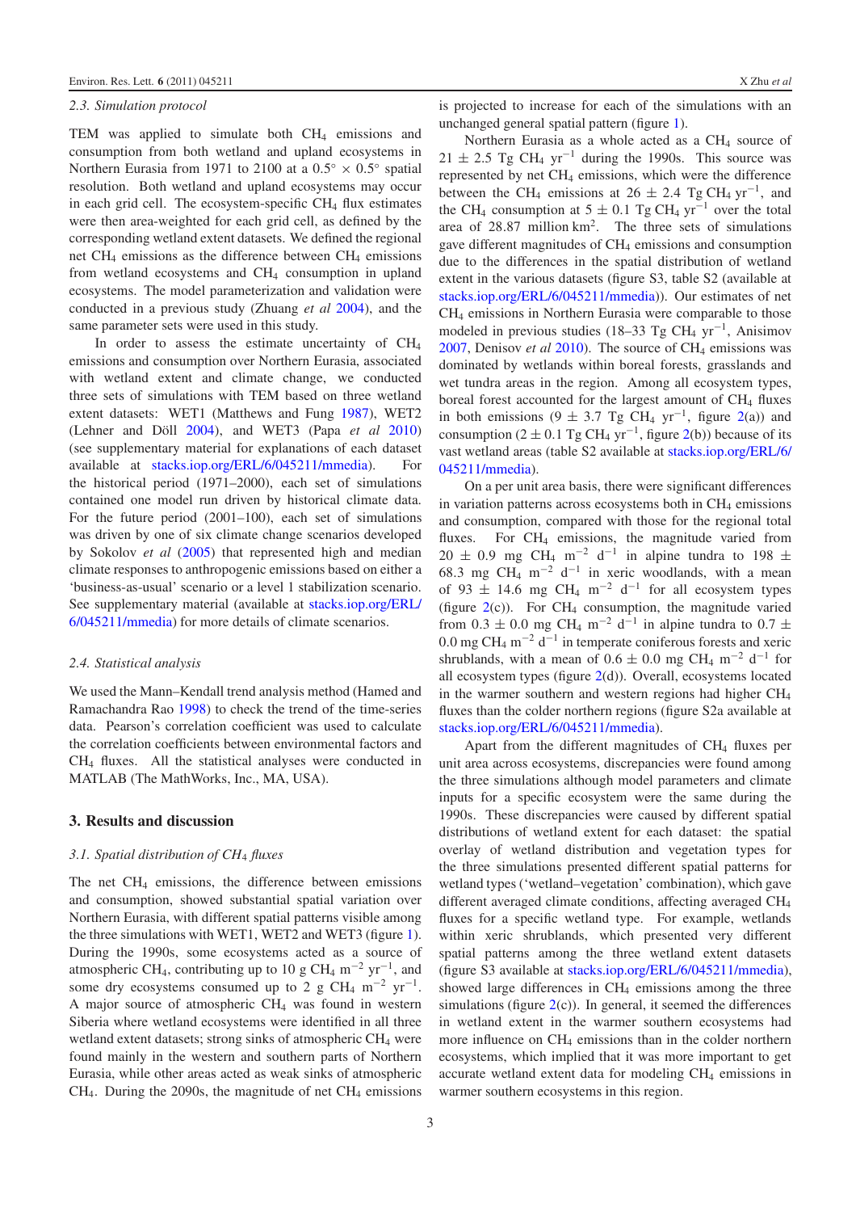### 2.3. Simulation protocol

TEM was applied to simulate both $CH_4$ emissions and consumption from both wetland and upland ecosystems in Northern Eurasia from 1971 to 2100 at a $0.5° \times 0.5°$ spatial resolution. Both wetland and upland ecosystems may occur in each grid cell. The ecosystem-specific $CH_4$ flux estimates were then area-weighted for each grid cell, as defined by the corresponding wetland extent datasets. We defined the regional net $CH_4$ emissions as the difference between $CH_4$ emissions from wetland ecosystems and $CH_4$ consumption in upland ecosystems. The model parameterization and validation were conducted in a previous study (Zhuang *et al* 2004), and the same parameter sets were used in this study.

In order to assess the estimate uncertainty of $CH_4$ emissions and consumption over Northern Eurasia, associated with wetland extent and climate change, we conducted three sets of simulations with TEM based on three wetland extent datasets: WET1 (Matthews and Fung 1987), WET2 (Lehner and Döll 2004), and WET3 (Papa *et al* 2010) (see supplementary material for explanations of each dataset available at stacks.iop.org/ERL/6/045211/mmedia). For the historical period (1971–2000), each set of simulations contained one model run driven by historical climate data. For the future period (2001–100), each set of simulations was driven by one of six climate change scenarios developed by Sokolov *et al* (2005) that represented high and median climate responses to anthropogenic emissions based on either a 'business-as-usual' scenario or a level 1 stabilization scenario. See supplementary material (available at stacks.iop.org/ERL/6/045211/mmedia) for more details of climate scenarios.

### 2.4. Statistical analysis

We used the Mann–Kendall trend analysis method (Hamed and Ramachandra Rao 1998) to check the trend of the time-series data. Pearson's correlation coefficient was used to calculate the correlation coefficients between environmental factors and $CH_4$ fluxes. All the statistical analyses were conducted in MATLAB (The MathWorks, Inc., MA, USA).

## 3. Results and discussion

### 3.1. Spatial distribution of $CH_4$ fluxes

The net $CH_4$ emissions, the difference between emissions and consumption, showed substantial spatial variation over Northern Eurasia, with different spatial patterns visible among the three simulations with WET1, WET2 and WET3 (figure 1). During the 1990s, some ecosystems acted as a source of atmospheric $CH_4$, contributing up to 10 g $CH_4$ $m^{-2}$ $yr^{-1}$, and some dry ecosystems consumed up to 2 g $CH_4$ $m^{-2}$ $yr^{-1}$. A major source of atmospheric $CH_4$ was found in western Siberia where wetland ecosystems were identified in all three wetland extent datasets; strong sinks of atmospheric $CH_4$ were found mainly in the western and southern parts of Northern Eurasia, while other areas acted as weak sinks of atmospheric $CH_4$. During the 2090s, the magnitude of net $CH_4$ emissions is projected to increase for each of the simulations with an unchanged general spatial pattern (figure 1).

Northern Eurasia as a whole acted as a $CH_4$ source of $21 \pm 2.5$ Tg $CH_4$ $yr^{-1}$ during the 1990s. This source was represented by net $CH_4$ emissions, which were the difference between the $CH_4$ emissions at $26 \pm 2.4$ Tg $CH_4$ $yr^{-1}$, and the $CH_4$ consumption at $5 \pm 0.1$ Tg $CH_4$ $yr^{-1}$ over the total area of 28.87 million $km^2$. The three sets of simulations gave different magnitudes of $CH_4$ emissions and consumption due to the differences in the spatial distribution of wetland extent in the various datasets (figure S3, table S2 (available at stacks.iop.org/ERL/6/045211/mmedia)). Our estimates of net $CH_4$ emissions in Northern Eurasia were comparable to those modeled in previous studies (18–33 Tg $CH_4$ $yr^{-1}$, Anisimov 2007, Denisov *et al* 2010). The source of $CH_4$ emissions was dominated by wetlands within boreal forests, grasslands and wet tundra areas in the region. Among all ecosystem types, boreal forest accounted for the largest amount of $CH_4$ fluxes in both emissions ($9 \pm 3.7$ Tg $CH_4$ $yr^{-1}$, figure 2(a)) and consumption ($2 \pm 0.1$ Tg $CH_4$ $yr^{-1}$, figure 2(b)) because of its vast wetland areas (table S2 available at stacks.iop.org/ERL/6/045211/mmedia).

On a per unit area basis, there were significant differences in variation patterns across ecosystems both in $CH_4$ emissions and consumption, compared with those for the regional total fluxes. For $CH_4$ emissions, the magnitude varied from $20 \pm 0.9$ mg $CH_4$ $m^{-2}$ $d^{-1}$ in alpine tundra to $198 \pm 68.3$ mg $CH_4$ $m^{-2}$ $d^{-1}$ in xeric woodlands, with a mean of $93 \pm 14.6$ mg $CH_4$ $m^{-2}$ $d^{-1}$ for all ecosystem types (figure 2(c)). For $CH_4$ consumption, the magnitude varied from $0.3 \pm 0.0$ mg $CH_4$ $m^{-2}$ $d^{-1}$ in alpine tundra to $0.7 \pm 0.0$ mg $CH_4$ $m^{-2}$ $d^{-1}$ in temperate coniferous forests and xeric shrublands, with a mean of $0.6 \pm 0.0$ mg $CH_4$ $m^{-2}$ $d^{-1}$ for all ecosystem types (figure 2(d)). Overall, ecosystems located in the warmer southern and western regions had higher $CH_4$ fluxes than the colder northern regions (figure S2a available at stacks.iop.org/ERL/6/045211/mmedia).

Apart from the different magnitudes of $CH_4$ fluxes per unit area across ecosystems, discrepancies were found among the three simulations although model parameters and climate inputs for a specific ecosystem were the same during the 1990s. These discrepancies were caused by different spatial distributions of wetland extent for each dataset: the spatial overlay of wetland distribution and vegetation types for the three simulations presented different spatial patterns for wetland types ('wetland–vegetation' combination), which gave different averaged climate conditions, affecting averaged $CH_4$ fluxes for a specific wetland type. For example, wetlands within xeric shrublands, which presented very different spatial patterns among the three wetland extent datasets (figure S3 available at stacks.iop.org/ERL/6/045211/mmedia), showed large differences in $CH_4$ emissions among the three simulations (figure 2(c)). In general, it seemed the differences in wetland extent in the warmer southern ecosystems had more influence on $CH_4$ emissions than in the colder northern ecosystems, which implied that it was more important to get accurate wetland extent data for modeling $CH_4$ emissions in warmer southern ecosystems in this region.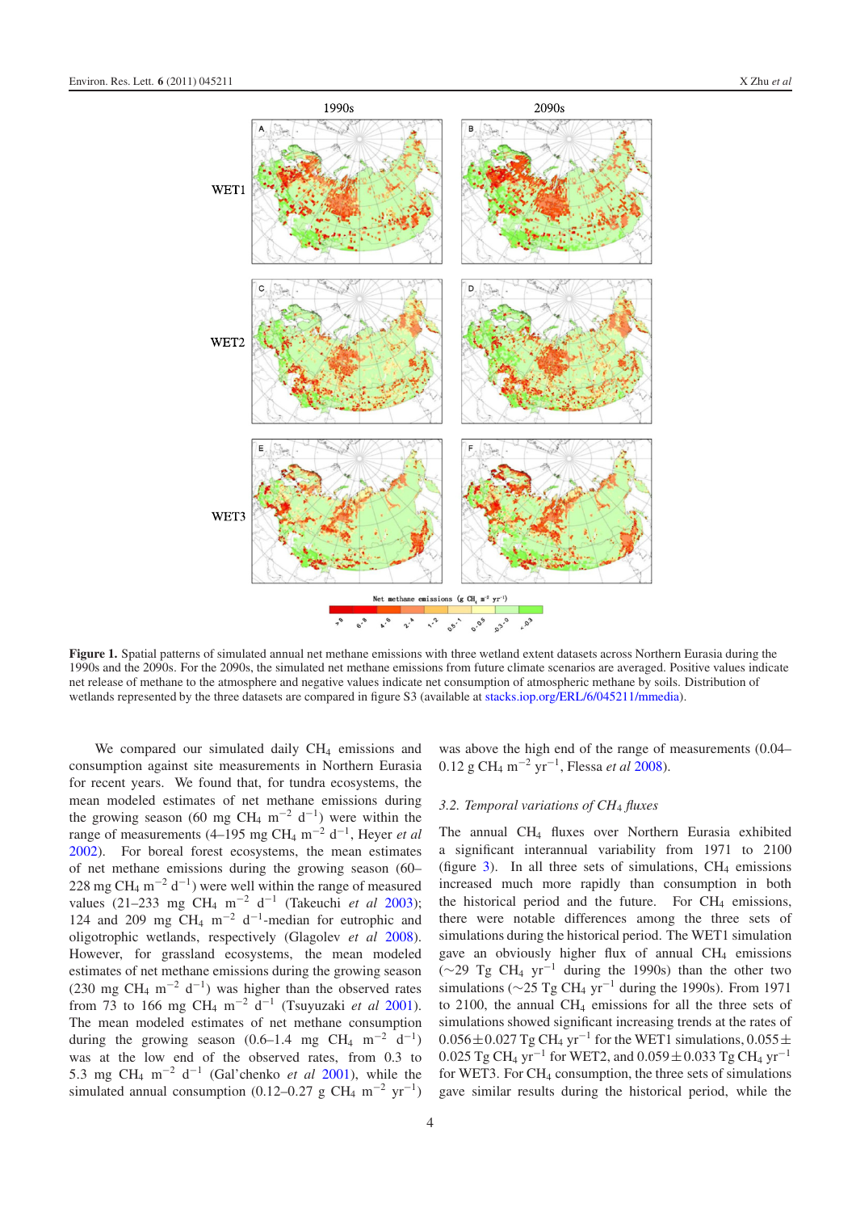**Figure 1.** Spatial patterns of simulated annual net methane emissions with three wetland extent datasets across Northern Eurasia during the 1990s and the 2090s. For the 2090s, the simulated net methane emissions from future climate scenarios are averaged. Positive values indicate net release of methane to the atmosphere and negative values indicate net consumption of atmospheric methane by soils. Distribution of wetlands represented by the three datasets are compared in figure S3 (available at stacks.iop.org/ERL/6/045211/mmedia).

We compared our simulated daily $CH_4$ emissions and consumption against site measurements in Northern Eurasia for recent years. We found that, for tundra ecosystems, the mean modeled estimates of net methane emissions during the growing season (60 mg $CH_4$ m$^{-2}$ d$^{-1}$) were well within the range of measurements (4–195 mg $CH_4$ m$^{-2}$ d$^{-1}$, Heyer *et al* 2002). For boreal forest ecosystems, the mean estimates of net methane emissions during the growing season (60–228 mg $CH_4$ m$^{-2}$ d$^{-1}$) were well within the range of measured values (21–233 mg $CH_4$ m$^{-2}$ d$^{-1}$ (Takeuchi *et al* 2003); 124 and 209 mg $CH_4$ m$^{-2}$ d$^{-1}$-median for eutrophic and oligotrophic wetlands, respectively (Glagolev *et al* 2008). However, for grassland ecosystems, the mean modeled estimates of net methane emissions during the growing season (230 mg $CH_4$ m$^{-2}$ d$^{-1}$) was higher than the observed rates from 73 to 166 mg $CH_4$ m$^{-2}$ d$^{-1}$ (Tsuyuzaki *et al* 2001). The mean modeled estimates of net methane consumption during the growing season (0.6–1.4 mg $CH_4$ m$^{-2}$ d$^{-1}$) was at the low end of the observed rates, from 0.3 to 5.3 mg $CH_4$ m$^{-2}$ d$^{-1}$ (Gal'chenko *et al* 2001), while the simulated annual consumption (0.12–0.27 g $CH_4$ m$^{-2}$ yr$^{-1}$) was above the high end of the range of measurements (0.04–0.12 g $CH_4$ m$^{-2}$ yr$^{-1}$, Flessa *et al* 2008).

### *3.2. Temporal variations of $CH_4$ fluxes*

The annual $CH_4$ fluxes over Northern Eurasia exhibited a significant interannual variability from 1971 to 2100 (figure 3). In all three sets of simulations, $CH_4$ emissions increased much more rapidly than consumption in both the historical period and the future. For $CH_4$ emissions, there were notable differences among the three sets of simulations during the historical period. The WET1 simulation gave an obviously higher flux of annual $CH_4$ emissions (~29 Tg $CH_4$ yr$^{-1}$ during the 1990s) than the other two simulations (~25 Tg $CH_4$ yr$^{-1}$ during the 1990s). From 1971 to 2100, the annual $CH_4$ emissions for all the three sets of simulations showed significant increasing trends at the rates of $0.056 \pm 0.027$ Tg $CH_4$ yr$^{-1}$ for the WET1 simulations, $0.055 \pm 0.025$ Tg $CH_4$ yr$^{-1}$ for WET2, and $0.059 \pm 0.033$ Tg $CH_4$ yr$^{-1}$ for WET3. For $CH_4$ consumption, the three sets of simulations gave similar results during the historical period, while the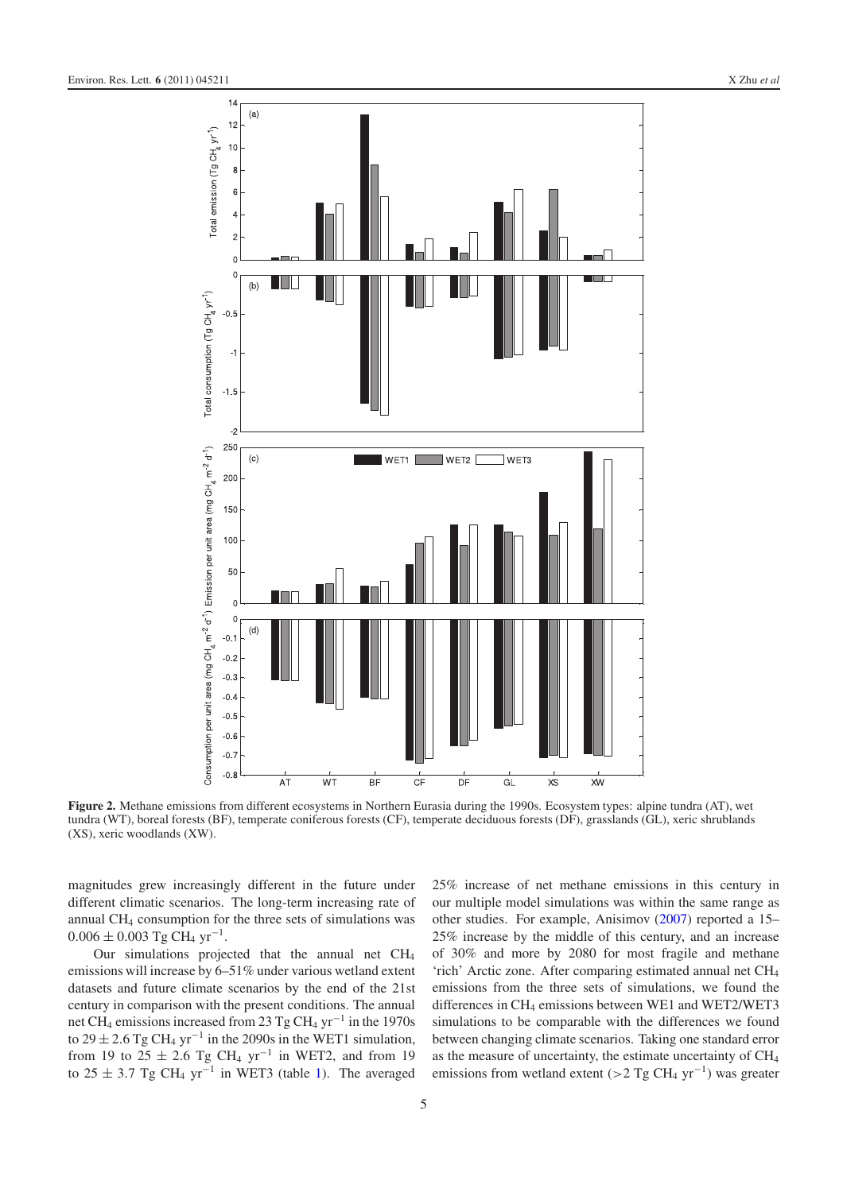**Figure 2.** Methane emissions from different ecosystems in Northern Eurasia during the 1990s. Ecosystem types: alpine tundra (AT), wet tundra (WT), boreal forests (BF), temperate coniferous forests (CF), temperate deciduous forests (DF), grasslands (GL), xeric shrublands (XS), xeric woodlands (XW).

magnitudes grew increasingly different in the future under different climatic scenarios. The long-term increasing rate of annual $CH_4$ consumption for the three sets of simulations was $0.006 \pm 0.003$ Tg $CH_4$ $yr^{-1}$.

Our simulations projected that the annual net $CH_4$ emissions will increase by 6–51% under various wetland extent datasets and future climate scenarios by the end of the 21st century in comparison with the present conditions. The annual net $CH_4$ emissions increased from 23 Tg $CH_4$ $yr^{-1}$ in the 1970s to $29 \pm 2.6$ Tg $CH_4$ $yr^{-1}$ in the 2090s in the WET1 simulation, from 19 to $25 \pm 2.6$ Tg $CH_4$ $yr^{-1}$ in WET2, and from 19 to $25 \pm 3.7$ Tg $CH_4$ $yr^{-1}$ in WET3 (table 1). The averaged 25% increase of net methane emissions in this century in our multiple model simulations was within the same range as other studies. For example, Anisimov (2007) reported a 15–25% increase by the middle of this century, and an increase of 30% and more by 2080 for most fragile and methane 'rich' Arctic zone. After comparing estimated annual net $CH_4$ emissions from the three sets of simulations, we found the differences in $CH_4$ emissions between WE1 and WET2/WET3 simulations to be comparable with the differences we found between changing climate scenarios. Taking one standard error as the measure of uncertainty, the estimate uncertainty of $CH_4$ emissions from wetland extent ($>2$ Tg $CH_4$ $yr^{-1}$) was greater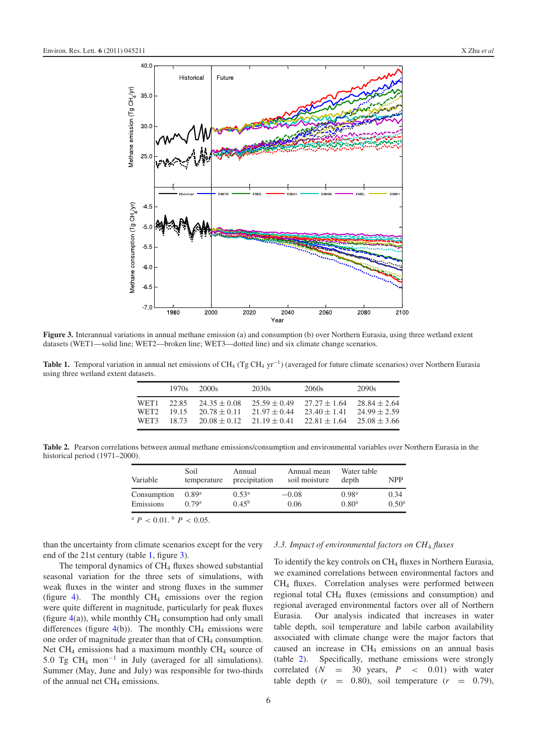**Figure 3.** Interannual variations in annual methane emission (a) and consumption (b) over Northern Eurasia, using three wetland extent datasets (WET1—solid line; WET2—broken line; WET3—dotted line) and six climate change scenarios.

**Table 1.** Temporal variation in annual net emissions of $CH_4$ (Tg $CH_4$ $yr^{-1}$) (averaged for future climate scenarios) over Northern Eurasia using three wetland extent datasets.

| | 1970s | 2000s | 2030s | 2060s | 2090s |
|---|---|---|---|---|---|
| WET1 | 22.85 | $24.35 \pm 0.08$ | $25.59 \pm 0.49$ | $27.27 \pm 1.64$ | $28.84 \pm 2.64$ |
| WET2 | 19.15 | $20.78 \pm 0.11$ | $21.97 \pm 0.44$ | $23.40 \pm 1.41$ | $24.99 \pm 2.59$ |
| WET3 | 18.73 | $20.08 \pm 0.12$ | $21.19 \pm 0.41$ | $22.81 \pm 1.64$ | $25.08 \pm 3.66$ |

**Table 2.** Pearson correlations between annual methane emissions/consumption and environmental variables over Northern Eurasia in the historical period (1971–2000).

| Variable | Soil temperature | Annual precipitation | Annual mean soil moisture | Water table depth | NPP |
|---|---|---|---|---|---|
| Consumption | 0.89[a] | 0.53[a] | −0.08 | 0.98[a] | 0.34 |
| Emissions | 0.79[a] | 0.45[b] | 0.06 | 0.80[a] | 0.50[a] |

[a] $P < 0.01$. [b] $P < 0.05$.

than the uncertainty from climate scenarios except for the very end of the 21st century (table 1, figure 3).

The temporal dynamics of $CH_4$ fluxes showed substantial seasonal variation for the three sets of simulations, with weak fluxes in the winter and strong fluxes in the summer (figure 4). The monthly $CH_4$ emissions over the region were quite different in magnitude, particularly for peak fluxes (figure 4(a)), while monthly $CH_4$ consumption had only small differences (figure 4(b)). The monthly $CH_4$ emissions were one order of magnitude greater than that of $CH_4$ consumption. Net $CH_4$ emissions had a maximum monthly $CH_4$ source of 5.0 Tg $CH_4$ $mon^{-1}$ in July (averaged for all simulations). Summer (May, June and July) was responsible for two-thirds of the annual net $CH_4$ emissions.

### 3.3. Impact of environmental factors on $CH_4$ fluxes

To identify the key controls on $CH_4$ fluxes in Northern Eurasia, we examined correlations between environmental factors and $CH_4$ fluxes. Correlation analyses were performed between regional total $CH_4$ fluxes (emissions and consumption) and regional averaged environmental factors over all of Northern Eurasia. Our analysis indicated that increases in water table depth, soil temperature and labile carbon availability associated with climate change were the major factors that caused an increase in $CH_4$ emissions on an annual basis (table 2). Specifically, methane emissions were strongly correlated ($N = 30$ years, $P < 0.01$) with water table depth ($r = 0.80$), soil temperature ($r = 0.79$),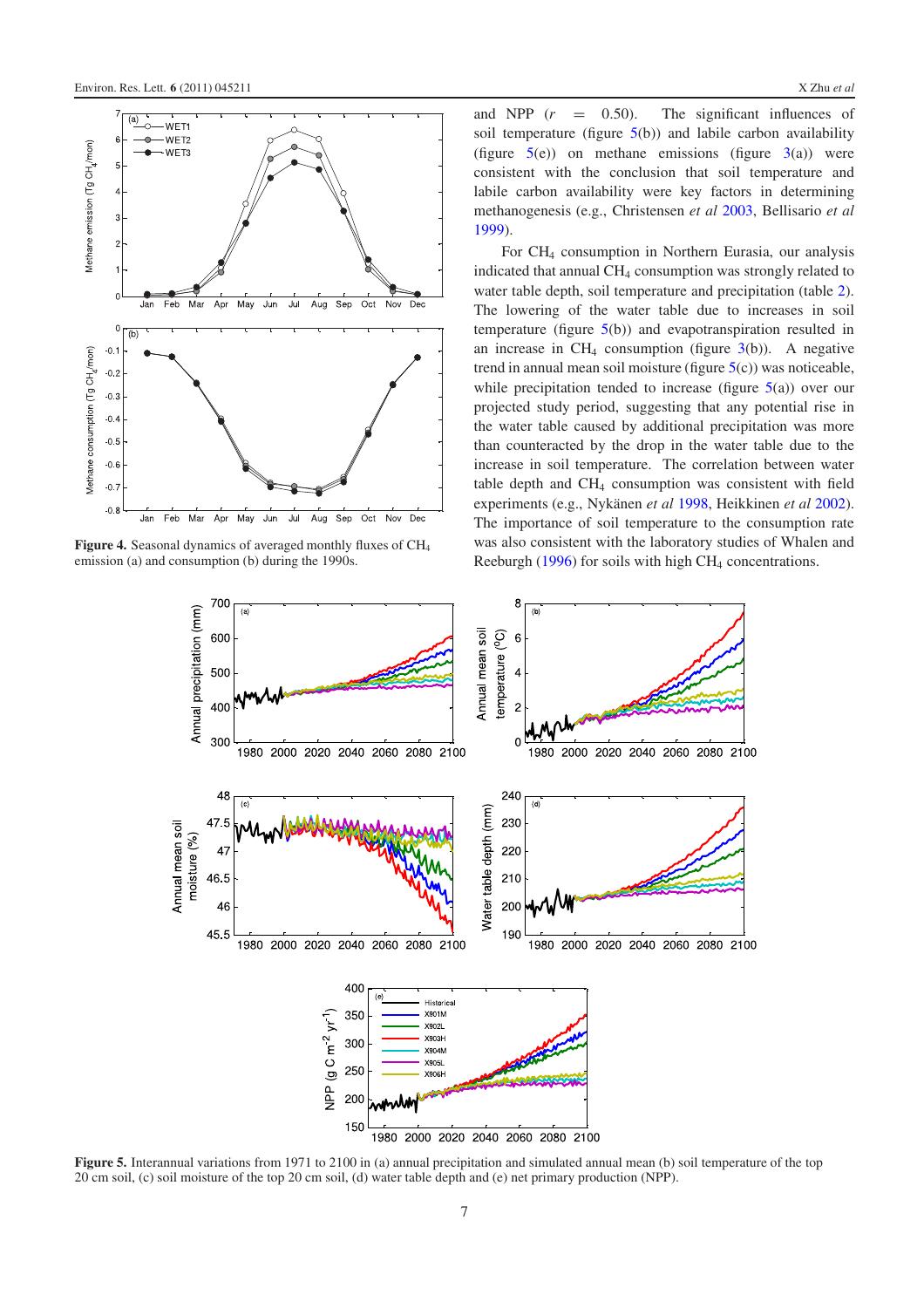Figure 4. Seasonal dynamics of averaged monthly fluxes of $CH_4$ emission (a) and consumption (b) during the 1990s.

and NPP ($r = 0.50$). The significant influences of soil temperature (figure 5(b)) and labile carbon availability (figure 5(e)) on methane emissions (figure 3(a)) were consistent with the conclusion that soil temperature and labile carbon availability were key factors in determining methanogenesis (e.g., Christensen *et al* 2003, Bellisario *et al* 1999).

For $CH_4$ consumption in Northern Eurasia, our analysis indicated that annual $CH_4$ consumption was strongly related to water table depth, soil temperature and precipitation (table 2). The lowering of the water table due to increases in soil temperature (figure 5(b)) and evapotranspiration resulted in an increase in $CH_4$ consumption (figure 3(b)). A negative trend in annual mean soil moisture (figure 5(c)) was noticeable, while precipitation tended to increase (figure 5(a)) over our projected study period, suggesting that any potential rise in the water table caused by additional precipitation was more than counteracted by the drop in the water table due to the increase in soil temperature. The correlation between water table depth and $CH_4$ consumption was consistent with field experiments (e.g., Nykänen *et al* 1998, Heikkinen *et al* 2002). The importance of soil temperature to the consumption rate was also consistent with the laboratory studies of Whalen and Reeburgh (1996) for soils with high $CH_4$ concentrations.

Figure 5. Interannual variations from 1971 to 2100 in (a) annual precipitation and simulated annual mean (b) soil temperature of the top 20 cm soil, (c) soil moisture of the top 20 cm soil, (d) water table depth and (e) net primary production (NPP).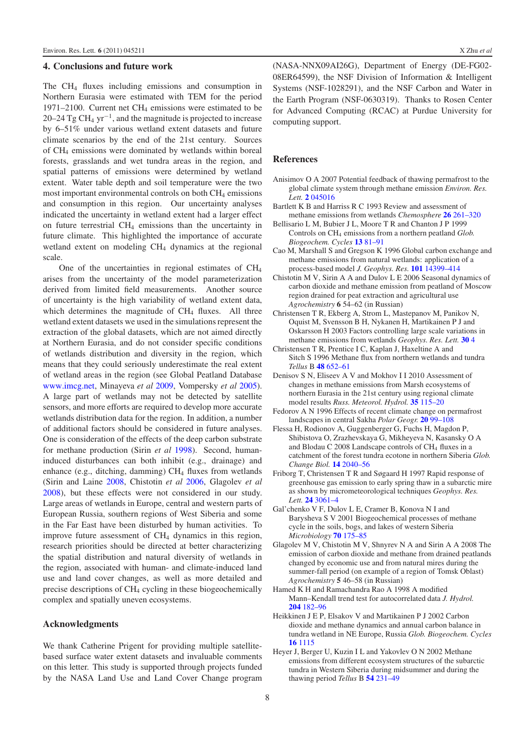## 4. Conclusions and future work

The $CH_4$ fluxes including emissions and consumption in Northern Eurasia were estimated with TEM for the period 1971–2100. Current net $CH_4$ emissions were estimated to be 20–24 Tg $CH_4$ $yr^{-1}$, and the magnitude is projected to increase by 6–51% under various wetland extent datasets and future climate scenarios by the end of the 21st century. Sources of $CH_4$ emissions were dominated by wetlands within boreal forests, grasslands and wet tundra areas in the region, and spatial patterns of emissions were determined by wetland extent. Water table depth and soil temperature were the two most important environmental controls on both $CH_4$ emissions and consumption in this region. Our uncertainty analyses indicated the uncertainty in wetland extent had a larger effect on future terrestrial $CH_4$ emissions than the uncertainty in future climate. This highlighted the importance of accurate wetland extent on modeling $CH_4$ dynamics at the regional scale.

One of the uncertainties in regional estimates of $CH_4$ arises from the uncertainty of the model parameterization derived from limited field measurements. Another source of uncertainty is the high variability of wetland extent data, which determines the magnitude of $CH_4$ fluxes. All three wetland extent datasets we used in the simulations represent the extraction of the global datasets, which are not aimed directly at Northern Eurasia, and do not consider specific conditions of wetlands distribution and diversity in the region, which means that they could seriously underestimate the real extent of wetland areas in the region (see Global Peatland Database www.imcg.net, Minayeva *et al* 2009, Vompersky *et al* 2005). A large part of wetlands may not be detected by satellite sensors, and more efforts are required to develop more accurate wetlands distribution data for the region. In addition, a number of additional factors should be considered in future analyses. One is consideration of the effects of the deep carbon substrate for methane production (Sirin *et al* 1998). Second, human-induced disturbances can both inhibit (e.g., drainage) and enhance (e.g., ditching, damming) $CH_4$ fluxes from wetlands (Sirin and Laine 2008, Chistotin *et al* 2006, Glagolev *et al* 2008), but these effects were not considered in our study. Large areas of wetlands in Europe, central and western parts of European Russia, southern regions of West Siberia and some in the Far East have been disturbed by human activities. To improve future assessment of $CH_4$ dynamics in this region, research priorities should be directed at better characterizing the spatial distribution and natural diversity of wetlands in the region, associated with human- and climate-induced land use and land cover changes, as well as more detailed and precise descriptions of $CH_4$ cycling in these biogeochemically complex and spatially uneven ecosystems.

## Acknowledgments

We thank Catherine Prigent for providing multiple satellite-based surface water extent datasets and invaluable comments on this letter. This study is supported through projects funded by the NASA Land Use and Land Cover Change program (NASA-NNX09AI26G), Department of Energy (DE-FG02-08ER64599), the NSF Division of Information & Intelligent Systems (NSF-1028291), and the NSF Carbon and Water in the Earth Program (NSF-0630319). Thanks to Rosen Center for Advanced Computing (RCAC) at Purdue University for computing support.

## References

Anisimov O A 2007 Potential feedback of thawing permafrost to the global climate system through methane emission *Environ. Res. Lett.* **2** 045016

Bartlett K B and Harriss R C 1993 Review and assessment of methane emissions from wetlands *Chemosphere* **26** 261–320

Bellisario L M, Bubier J L, Moore T R and Chanton J P 1999 Controls on $CH_4$ emissions from a northern peatland *Glob. Biogeochem. Cycles* **13** 81–91

Cao M, Marshall S and Gregson K 1996 Global carbon exchange and methane emissions from natural wetlands: application of a process-based model *J. Geophys. Res.* **101** 14399–414

Chistotin M V, Sirin A A and Dulov L E 2006 Seasonal dynamics of carbon dioxide and methane emission from peatland of Moscow region drained for peat extraction and agricultural use *Agrochemistry* **6** 54–62 (in Russian)

Christensen T R, Ekberg A, Strom L, Mastepanov M, Panikov N, Oquist M, Svensson B H, Nykanen H, Martikainen P J and Oskarsson H 2003 Factors controlling large scale variations in methane emissions from wetlands *Geophys. Res. Lett.* **30** 4

Christensen T R, Prentice I C, Kaplan J, Haxeltine A and Sitch S 1996 Methane flux from northern wetlands and tundra *Tellus* B **48** 652–61

Denisov S N, Eliseev A V and Mokhov I I 2010 Assessment of changes in methane emissions from Marsh ecosystems of northern Eurasia in the 21st century using regional climate model results *Russ. Meteorol. Hydrol.* **35** 115–20

Fedorov A N 1996 Effects of recent climate change on permafrost landscapes in central Sakha *Polar Geogr.* **20** 99–108

Flessa H, Rodionov A, Guggenberger G, Fuchs H, Magdon P, Shibistova O, Zrazhevskaya G, Mikheyeva N, Kasansky O A and Blodau C 2008 Landscape controls of $CH_4$ fluxes in a catchment of the forest tundra ecotone in northern Siberia *Glob. Change Biol.* **14** 2040–56

Friborg T, Christensen T R and Søgaard H 1997 Rapid response of greenhouse gas emission to early spring thaw in a subarctic mire as shown by micrometeorological techniques *Geophys. Res. Lett.* **24** 3061–4

Gal'chenko V F, Dulov L E, Cramer B, Konova N I and Barysheva S V 2001 Biogeochemical processes of methane cycle in the soils, bogs, and lakes of western Siberia *Microbiology* **70** 175–85

Glagolev M V, Chistotin M V, Shnyrev N A and Sirin A A 2008 The emission of carbon dioxide and methane from drained peatlands changed by economic use and from natural mires during the summer-fall period (on example of a region of Tomsk Oblast) *Agrochemistry* **5** 46–58 (in Russian)

Hamed K H and Ramachandra Rao A 1998 A modified Mann–Kendall trend test for autocorrelated data *J. Hydrol.* **204** 182–96

Heikkinen J E P, Elsakov V and Martikainen P J 2002 Carbon dioxide and methane dynamics and annual carbon balance in tundra wetland in NE Europe, Russia *Glob. Biogeochem. Cycles* **16** 1115

Heyer J, Berger U, Kuzin I L and Yakovlev O N 2002 Methane emissions from different ecosystem structures of the subarctic tundra in Western Siberia during midsummer and during the thawing period *Tellus* B **54** 231–49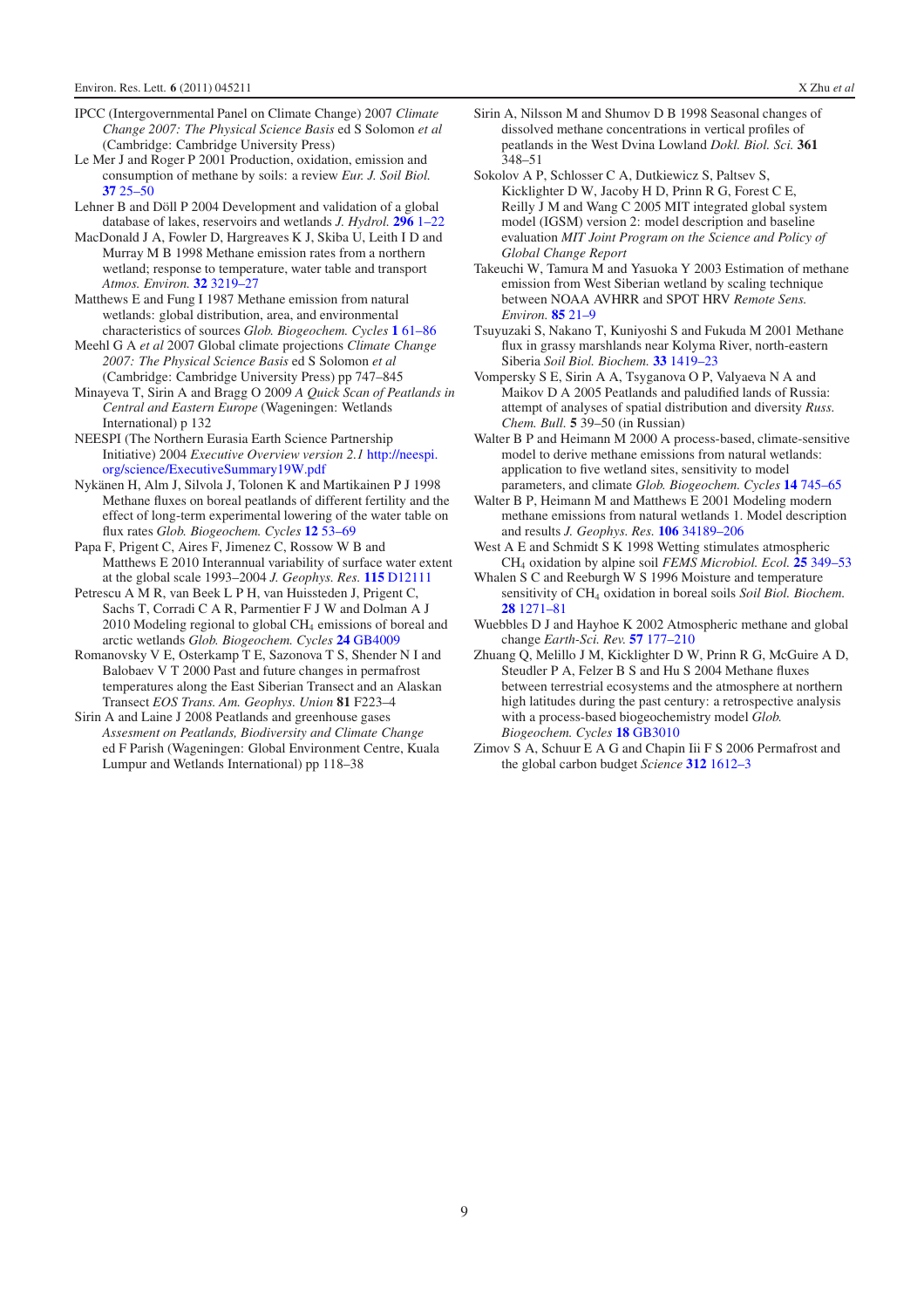IPCC (Intergovernmental Panel on Climate Change) 2007 *Climate Change 2007: The Physical Science Basis* ed S Solomon *et al* (Cambridge: Cambridge University Press)

Le Mer J and Roger P 2001 Production, oxidation, emission and consumption of methane by soils: a review *Eur. J. Soil Biol.* **37** 25–50

Lehner B and Döll P 2004 Development and validation of a global database of lakes, reservoirs and wetlands *J. Hydrol.* **296** 1–22

MacDonald J A, Fowler D, Hargreaves K J, Skiba U, Leith I D and Murray M B 1998 Methane emission rates from a northern wetland; response to temperature, water table and transport *Atmos. Environ.* **32** 3219–27

Matthews E and Fung I 1987 Methane emission from natural wetlands: global distribution, area, and environmental characteristics of sources *Glob. Biogeochem. Cycles* **1** 61–86

Meehl G A *et al* 2007 Global climate projections *Climate Change 2007: The Physical Science Basis* ed S Solomon *et al* (Cambridge: Cambridge University Press) pp 747–845

Minayeva T, Sirin A and Bragg O 2009 *A Quick Scan of Peatlands in Central and Eastern Europe* (Wageningen: Wetlands International) p 132

NEESPI (The Northern Eurasia Earth Science Partnership Initiative) 2004 *Executive Overview version 2.1* http://neespi.org/science/ExecutiveSummary19W.pdf

Nykänen H, Alm J, Silvola J, Tolonen K and Martikainen P J 1998 Methane fluxes on boreal peatlands of different fertility and the effect of long-term experimental lowering of the water table on flux rates *Glob. Biogeochem. Cycles* **12** 53–69

Papa F, Prigent C, Aires F, Jimenez C, Rossow W B and Matthews E 2010 Interannual variability of surface water extent at the global scale 1993–2004 *J. Geophys. Res.* **115** D12111

Petrescu A M R, van Beek L P H, van Huissteden J, Prigent C, Sachs T, Corradi C A R, Parmentier F J W and Dolman A J 2010 Modeling regional to global $CH_4$ emissions of boreal and arctic wetlands *Glob. Biogeochem. Cycles* **24** GB4009

Romanovsky V E, Osterkamp T E, Sazonova T S, Shender N I and Balobaev V T 2000 Past and future changes in permafrost temperatures along the East Siberian Transect and an Alaskan Transect *EOS Trans. Am. Geophys. Union* **81** F223–4

Sirin A and Laine J 2008 Peatlands and greenhouse gases *Assesment on Peatlands, Biodiversity and Climate Change* ed F Parish (Wageningen: Global Environment Centre, Kuala Lumpur and Wetlands International) pp 118–38

Sirin A, Nilsson M and Shumov D B 1998 Seasonal changes of dissolved methane concentrations in vertical profiles of peatlands in the West Dvina Lowland *Dokl. Biol. Sci.* **361** 348–51

Sokolov A P, Schlosser C A, Dutkiewicz S, Paltsev S, Kicklighter D W, Jacoby H D, Prinn R G, Forest C E, Reilly J M and Wang C 2005 MIT integrated global system model (IGSM) version 2: model description and baseline evaluation *MIT Joint Program on the Science and Policy of Global Change Report*

Takeuchi W, Tamura M and Yasuoka Y 2003 Estimation of methane emission from West Siberian wetland by scaling technique between NOAA AVHRR and SPOT HRV *Remote Sens. Environ.* **85** 21–9

Tsuyuzaki S, Nakano T, Kuniyoshi S and Fukuda M 2001 Methane flux in grassy marshlands near Kolyma River, north-eastern Siberia *Soil Biol. Biochem.* **33** 1419–23

Vompersky S E, Sirin A A, Tsyganova O P, Valyaeva N A and Maikov D A 2005 Peatlands and paludified lands of Russia: attempt of analyses of spatial distribution and diversity *Russ. Chem. Bull.* **5** 39–50 (in Russian)

Walter B P and Heimann M 2000 A process-based, climate-sensitive model to derive methane emissions from natural wetlands: application to five wetland sites, sensitivity to model parameters, and climate *Glob. Biogeochem. Cycles* **14** 745–65

Walter B P, Heimann M and Matthews E 2001 Modeling modern methane emissions from natural wetlands 1. Model description and results *J. Geophys. Res.* **106** 34189–206

West A E and Schmidt S K 1998 Wetting stimulates atmospheric $CH_4$ oxidation by alpine soil *FEMS Microbiol. Ecol.* **25** 349–53

Whalen S C and Reeburgh W S 1996 Moisture and temperature sensitivity of $CH_4$ oxidation in boreal soils *Soil Biol. Biochem.* **28** 1271–81

Wuebbles D J and Hayhoe K 2002 Atmospheric methane and global change *Earth-Sci. Rev.* **57** 177–210

Zhuang Q, Melillo J M, Kicklighter D W, Prinn R G, McGuire A D, Steudler P A, Felzer B S and Hu S 2004 Methane fluxes between terrestrial ecosystems and the atmosphere at northern high latitudes during the past century: a retrospective analysis with a process-based biogeochemistry model *Glob. Biogeochem. Cycles* **18** GB3010

Zimov S A, Schuur E A G and Chapin Iii F S 2006 Permafrost and the global carbon budget *Science* **312** 1612–3